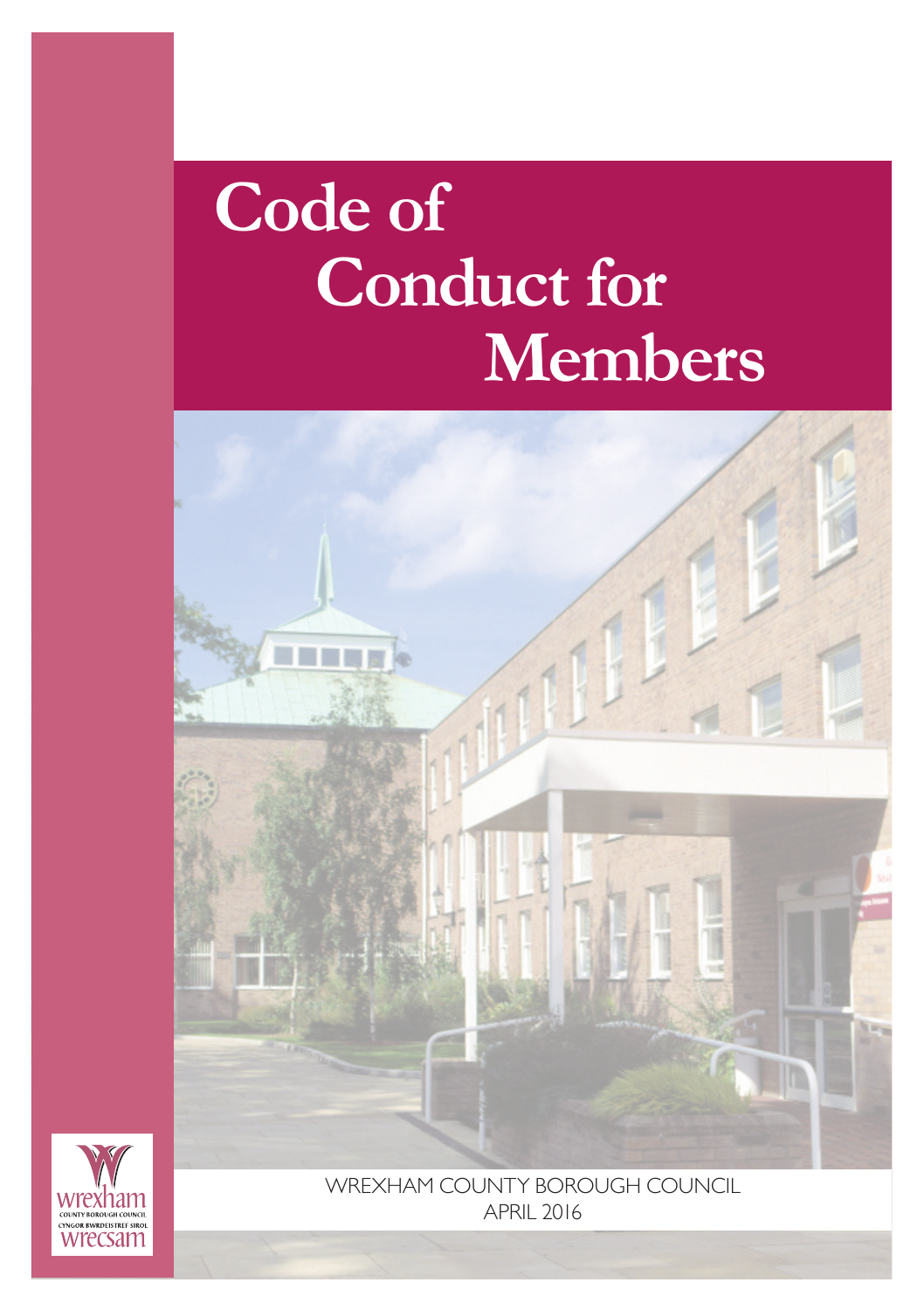# Code of Conduct for Members

wrexham
COUNTY BOROUGH COUNCIL
CYNGOR BWRDEISTREF SIROL
wrecsam

WREXHAM COUNTY BOROUGH COUNCIL
APRIL 2016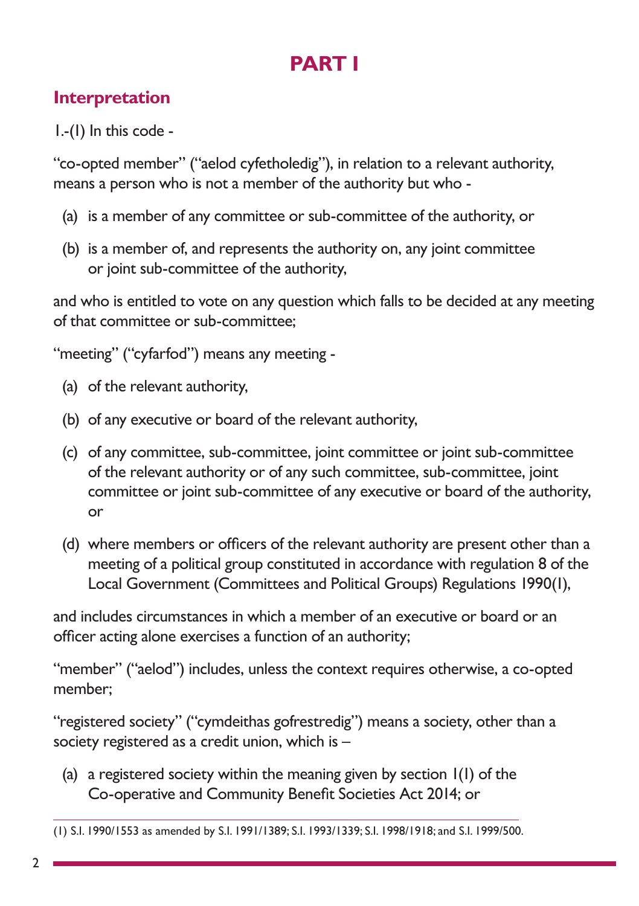# PART I

## Interpretation

1.-(1) In this code -

"co-opted member" ("aelod cyfetholedig"), in relation to a relevant authority, means a person who is not a member of the authority but who -

(a) is a member of any committee or sub-committee of the authority, or

(b) is a member of, and represents the authority on, any joint committee or joint sub-committee of the authority,

and who is entitled to vote on any question which falls to be decided at any meeting of that committee or sub-committee;

"meeting" ("cyfarfod") means any meeting -

(a) of the relevant authority,

(b) of any executive or board of the relevant authority,

(c) of any committee, sub-committee, joint committee or joint sub-committee of the relevant authority or of any such committee, sub-committee, joint committee or joint sub-committee of any executive or board of the authority, or

(d) where members or officers of the relevant authority are present other than a meeting of a political group constituted in accordance with regulation 8 of the Local Government (Committees and Political Groups) Regulations 1990(1),

and includes circumstances in which a member of an executive or board or an officer acting alone exercises a function of an authority;

"member" ("aelod") includes, unless the context requires otherwise, a co-opted member;

"registered society" ("cymdeithas gofrestredig") means a society, other than a society registered as a credit union, which is –

(a) a registered society within the meaning given by section 1(1) of the Co-operative and Community Benefit Societies Act 2014; or

---

(1) S.I. 1990/1553 as amended by S.I. 1991/1389; S.I. 1993/1339; S.I. 1998/1918; and S.I. 1999/500.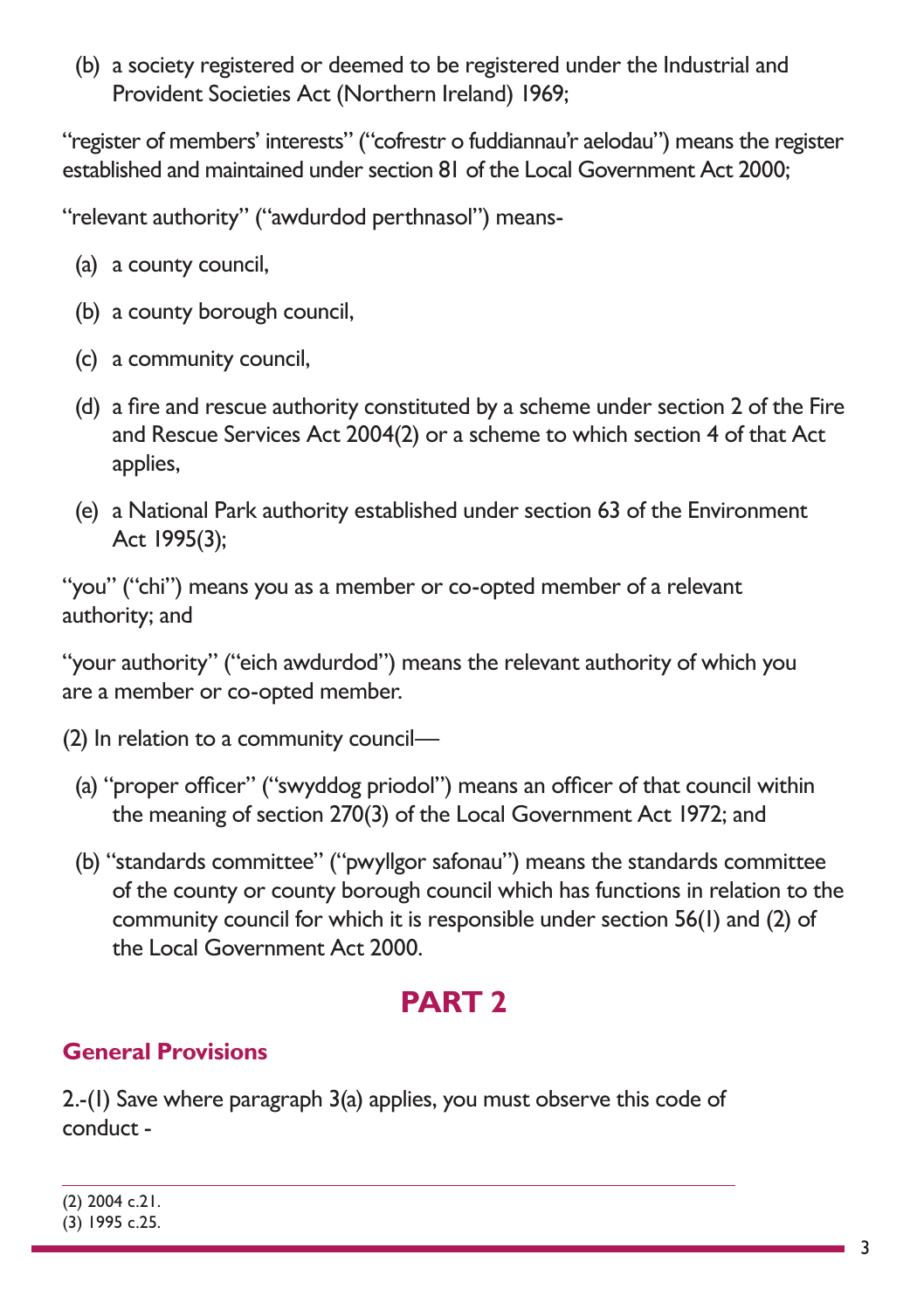(b) a society registered or deemed to be registered under the Industrial and Provident Societies Act (Northern Ireland) 1969;

"register of members' interests" ("cofrestr o fuddiannau'r aelodau") means the register established and maintained under section 81 of the Local Government Act 2000;

"relevant authority" ("awdurdod perthnasol") means-

(a) a county council,

(b) a county borough council,

(c) a community council,

(d) a fire and rescue authority constituted by a scheme under section 2 of the Fire and Rescue Services Act 2004(2) or a scheme to which section 4 of that Act applies,

(e) a National Park authority established under section 63 of the Environment Act 1995(3);

"you" ("chi") means you as a member or co-opted member of a relevant authority; and

"your authority" ("eich awdurdod") means the relevant authority of which you are a member or co-opted member.

(2) In relation to a community council—

(a) "proper officer" ("swyddog priodol") means an officer of that council within the meaning of section 270(3) of the Local Government Act 1972; and

(b) "standards committee" ("pwyllgor safonau") means the standards committee of the county or county borough council which has functions in relation to the community council for which it is responsible under section 56(1) and (2) of the Local Government Act 2000.

# PART 2

## General Provisions

2.-(1) Save where paragraph 3(a) applies, you must observe this code of conduct -

---

(2) 2004 c.21.
(3) 1995 c.25.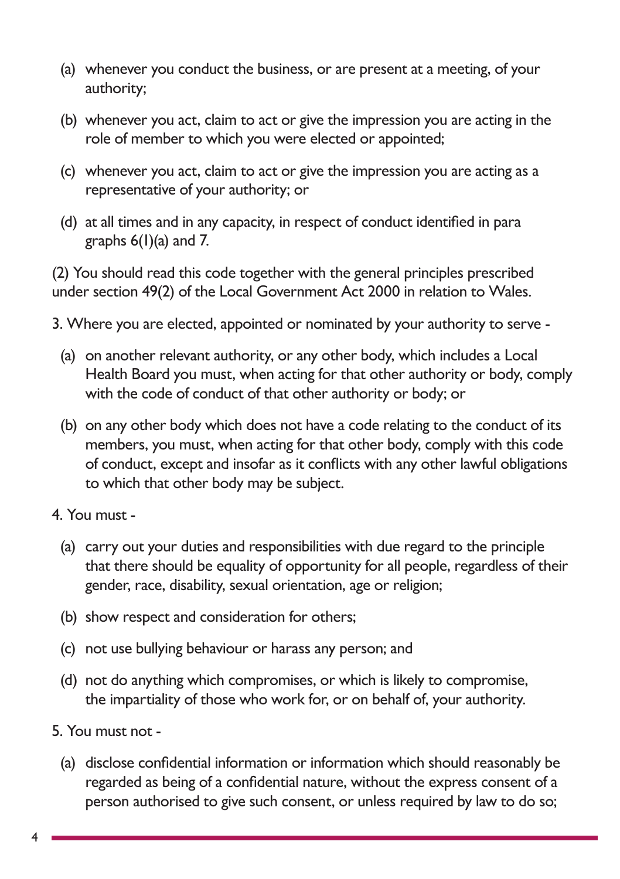(a) whenever you conduct the business, or are present at a meeting, of your authority;

(b) whenever you act, claim to act or give the impression you are acting in the role of member to which you were elected or appointed;

(c) whenever you act, claim to act or give the impression you are acting as a representative of your authority; or

(d) at all times and in any capacity, in respect of conduct identified in para graphs 6(1)(a) and 7.

(2) You should read this code together with the general principles prescribed under section 49(2) of the Local Government Act 2000 in relation to Wales.

3. Where you are elected, appointed or nominated by your authority to serve -

(a) on another relevant authority, or any other body, which includes a Local Health Board you must, when acting for that other authority or body, comply with the code of conduct of that other authority or body; or

(b) on any other body which does not have a code relating to the conduct of its members, you must, when acting for that other body, comply with this code of conduct, except and insofar as it conflicts with any other lawful obligations to which that other body may be subject.

4. You must -

(a) carry out your duties and responsibilities with due regard to the principle that there should be equality of opportunity for all people, regardless of their gender, race, disability, sexual orientation, age or religion;

(b) show respect and consideration for others;

(c) not use bullying behaviour or harass any person; and

(d) not do anything which compromises, or which is likely to compromise, the impartiality of those who work for, or on behalf of, your authority.

5. You must not -

(a) disclose confidential information or information which should reasonably be regarded as being of a confidential nature, without the express consent of a person authorised to give such consent, or unless required by law to do so;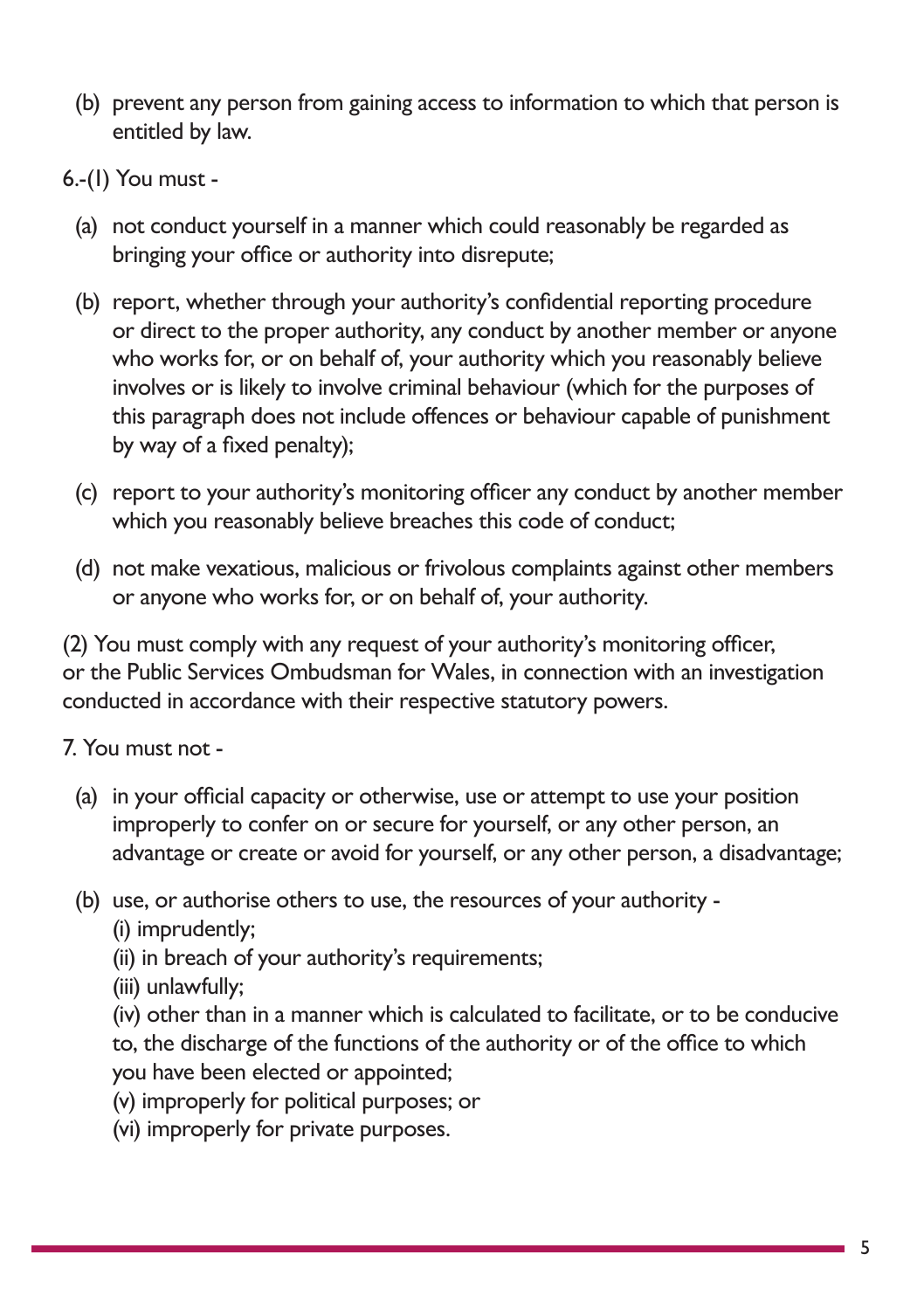(b) prevent any person from gaining access to information to which that person is entitled by law.

6.-(1) You must -

(a) not conduct yourself in a manner which could reasonably be regarded as bringing your office or authority into disrepute;

(b) report, whether through your authority's confidential reporting procedure or direct to the proper authority, any conduct by another member or anyone who works for, or on behalf of, your authority which you reasonably believe involves or is likely to involve criminal behaviour (which for the purposes of this paragraph does not include offences or behaviour capable of punishment by way of a fixed penalty);

(c) report to your authority's monitoring officer any conduct by another member which you reasonably believe breaches this code of conduct;

(d) not make vexatious, malicious or frivolous complaints against other members or anyone who works for, or on behalf of, your authority.

(2) You must comply with any request of your authority's monitoring officer, or the Public Services Ombudsman for Wales, in connection with an investigation conducted in accordance with their respective statutory powers.

7. You must not -

(a) in your official capacity or otherwise, use or attempt to use your position improperly to confer on or secure for yourself, or any other person, an advantage or create or avoid for yourself, or any other person, a disadvantage;

(b) use, or authorise others to use, the resources of your authority -
(i) imprudently;
(ii) in breach of your authority's requirements;
(iii) unlawfully;
(iv) other than in a manner which is calculated to facilitate, or to be conducive to, the discharge of the functions of the authority or of the office to which you have been elected or appointed;
(v) improperly for political purposes; or
(vi) improperly for private purposes.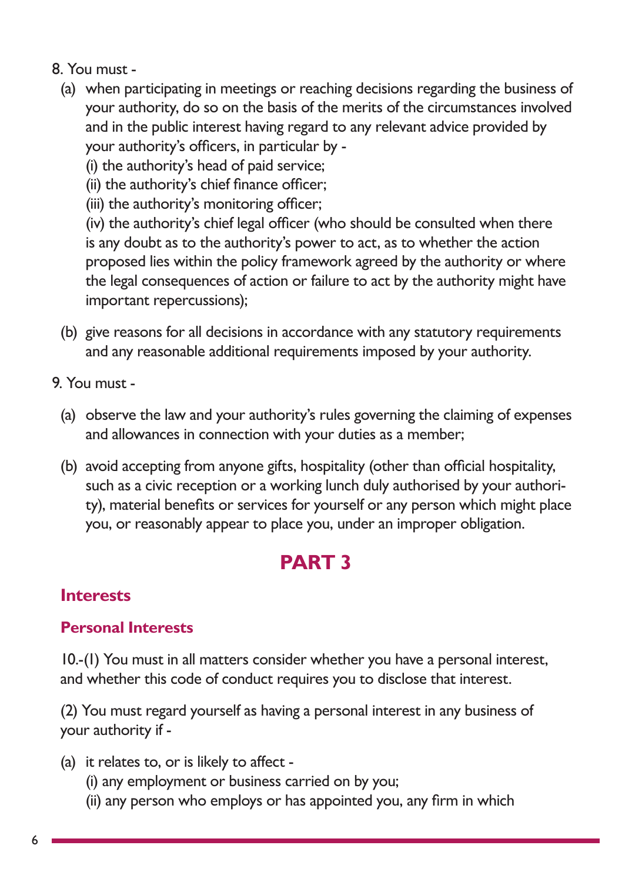8. You must -

(a) when participating in meetings or reaching decisions regarding the business of your authority, do so on the basis of the merits of the circumstances involved and in the public interest having regard to any relevant advice provided by your authority's officers, in particular by -
   (i) the authority's head of paid service;
   (ii) the authority's chief finance officer;
   (iii) the authority's monitoring officer;
   (iv) the authority's chief legal officer (who should be consulted when there is any doubt as to the authority's power to act, as to whether the action proposed lies within the policy framework agreed by the authority or where the legal consequences of action or failure to act by the authority might have important repercussions);

(b) give reasons for all decisions in accordance with any statutory requirements and any reasonable additional requirements imposed by your authority.

9. You must -

(a) observe the law and your authority's rules governing the claiming of expenses and allowances in connection with your duties as a member;

(b) avoid accepting from anyone gifts, hospitality (other than official hospitality, such as a civic reception or a working lunch duly authorised by your authority), material benefits or services for yourself or any person which might place you, or reasonably appear to place you, under an improper obligation.

# PART 3

## Interests

### Personal Interests

10.-(1) You must in all matters consider whether you have a personal interest, and whether this code of conduct requires you to disclose that interest.

(2) You must regard yourself as having a personal interest in any business of your authority if -

(a) it relates to, or is likely to affect -
   (i) any employment or business carried on by you;
   (ii) any person who employs or has appointed you, any firm in which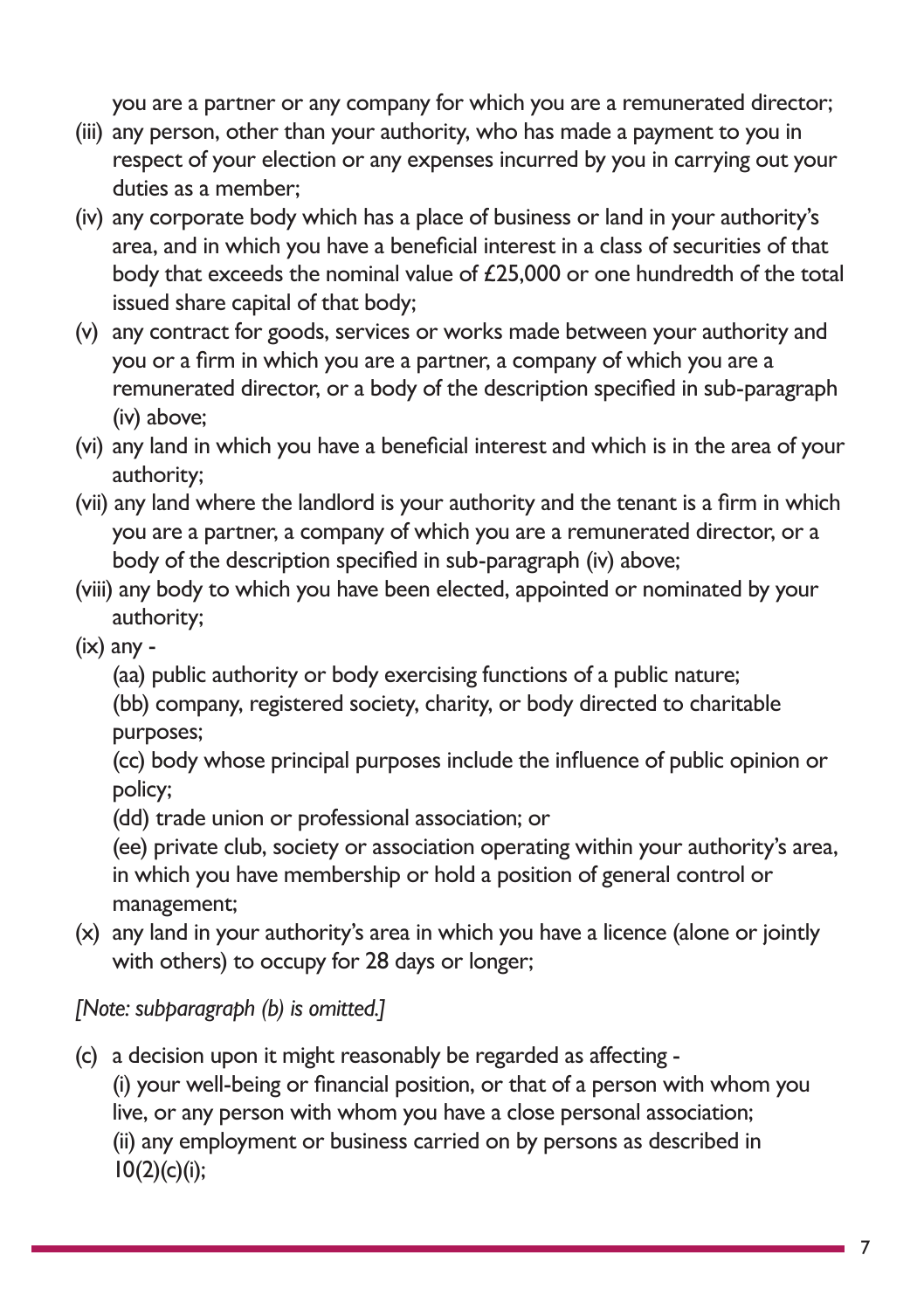you are a partner or any company for which you are a remunerated director;

(iii) any person, other than your authority, who has made a payment to you in respect of your election or any expenses incurred by you in carrying out your duties as a member;

(iv) any corporate body which has a place of business or land in your authority's area, and in which you have a beneficial interest in a class of securities of that body that exceeds the nominal value of £25,000 or one hundredth of the total issued share capital of that body;

(v) any contract for goods, services or works made between your authority and you or a firm in which you are a partner, a company of which you are a remunerated director, or a body of the description specified in sub-paragraph (iv) above;

(vi) any land in which you have a beneficial interest and which is in the area of your authority;

(vii) any land where the landlord is your authority and the tenant is a firm in which you are a partner, a company of which you are a remunerated director, or a body of the description specified in sub-paragraph (iv) above;

(viii) any body to which you have been elected, appointed or nominated by your authority;

(ix) any -

(aa) public authority or body exercising functions of a public nature;

(bb) company, registered society, charity, or body directed to charitable purposes;

(cc) body whose principal purposes include the influence of public opinion or policy;

(dd) trade union or professional association; or

(ee) private club, society or association operating within your authority's area, in which you have membership or hold a position of general control or management;

(x) any land in your authority's area in which you have a licence (alone or jointly with others) to occupy for 28 days or longer;

*[Note: subparagraph (b) is omitted.]*

(c) a decision upon it might reasonably be regarded as affecting -

(i) your well-being or financial position, or that of a person with whom you live, or any person with whom you have a close personal association;

(ii) any employment or business carried on by persons as described in 10(2)(c)(i);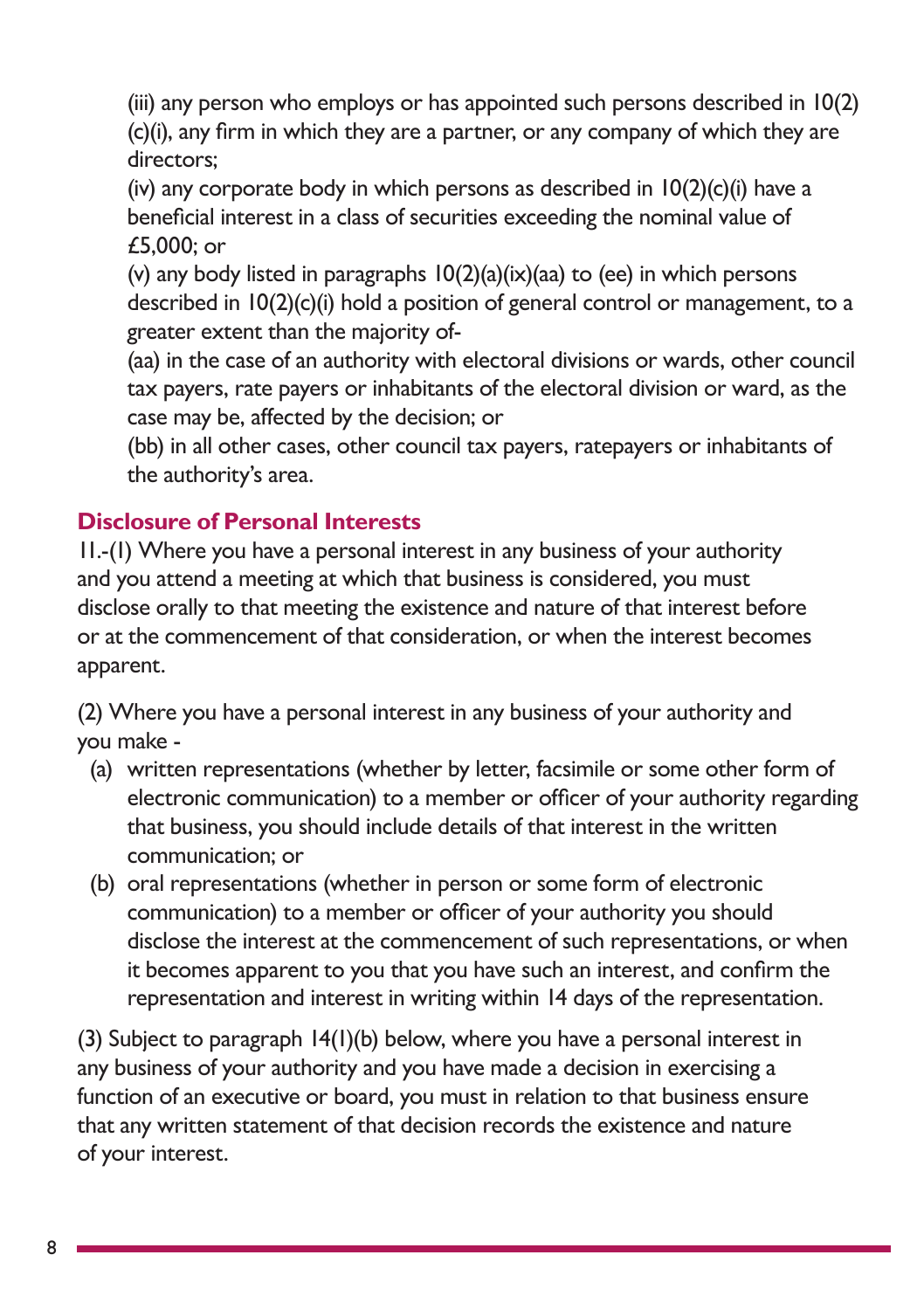(iii) any person who employs or has appointed such persons described in 10(2)(c)(i), any firm in which they are a partner, or any company of which they are directors;

(iv) any corporate body in which persons as described in 10(2)(c)(i) have a beneficial interest in a class of securities exceeding the nominal value of £5,000; or

(v) any body listed in paragraphs 10(2)(a)(ix)(aa) to (ee) in which persons described in 10(2)(c)(i) hold a position of general control or management, to a greater extent than the majority of-

(aa) in the case of an authority with electoral divisions or wards, other council tax payers, rate payers or inhabitants of the electoral division or ward, as the case may be, affected by the decision; or

(bb) in all other cases, other council tax payers, ratepayers or inhabitants of the authority's area.

## Disclosure of Personal Interests

11.-(1) Where you have a personal interest in any business of your authority and you attend a meeting at which that business is considered, you must disclose orally to that meeting the existence and nature of that interest before or at the commencement of that consideration, or when the interest becomes apparent.

(2) Where you have a personal interest in any business of your authority and you make -

(a) written representations (whether by letter, facsimile or some other form of electronic communication) to a member or officer of your authority regarding that business, you should include details of that interest in the written communication; or

(b) oral representations (whether in person or some form of electronic communication) to a member or officer of your authority you should disclose the interest at the commencement of such representations, or when it becomes apparent to you that you have such an interest, and confirm the representation and interest in writing within 14 days of the representation.

(3) Subject to paragraph 14(1)(b) below, where you have a personal interest in any business of your authority and you have made a decision in exercising a function of an executive or board, you must in relation to that business ensure that any written statement of that decision records the existence and nature of your interest.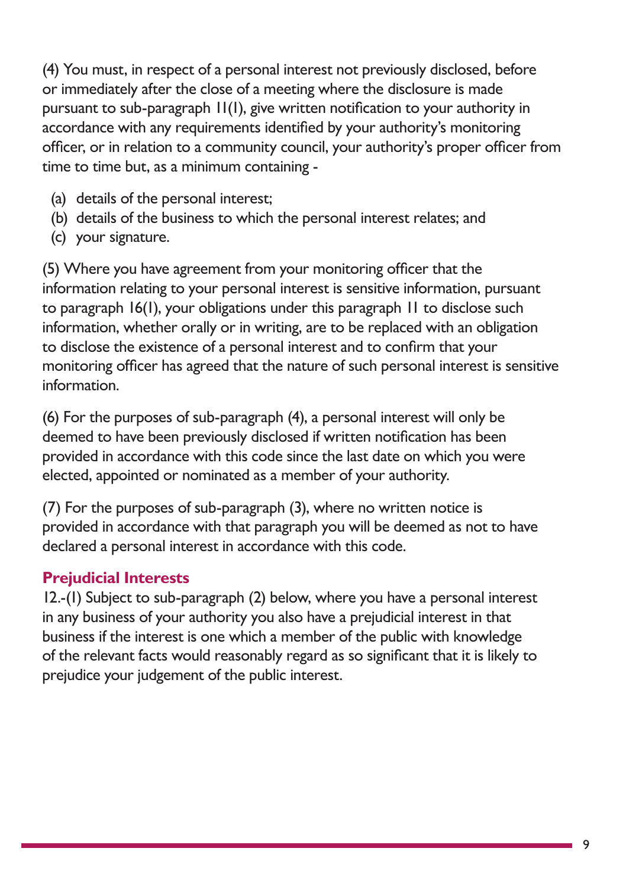(4) You must, in respect of a personal interest not previously disclosed, before or immediately after the close of a meeting where the disclosure is made pursuant to sub-paragraph 11(1), give written notification to your authority in accordance with any requirements identified by your authority's monitoring officer, or in relation to a community council, your authority's proper officer from time to time but, as a minimum containing -

(a) details of the personal interest;
(b) details of the business to which the personal interest relates; and
(c) your signature.

(5) Where you have agreement from your monitoring officer that the information relating to your personal interest is sensitive information, pursuant to paragraph 16(1), your obligations under this paragraph 11 to disclose such information, whether orally or in writing, are to be replaced with an obligation to disclose the existence of a personal interest and to confirm that your monitoring officer has agreed that the nature of such personal interest is sensitive information.

(6) For the purposes of sub-paragraph (4), a personal interest will only be deemed to have been previously disclosed if written notification has been provided in accordance with this code since the last date on which you were elected, appointed or nominated as a member of your authority.

(7) For the purposes of sub-paragraph (3), where no written notice is provided in accordance with that paragraph you will be deemed as not to have declared a personal interest in accordance with this code.

### Prejudicial Interests

12.-(1) Subject to sub-paragraph (2) below, where you have a personal interest in any business of your authority you also have a prejudicial interest in that business if the interest is one which a member of the public with knowledge of the relevant facts would reasonably regard as so significant that it is likely to prejudice your judgement of the public interest.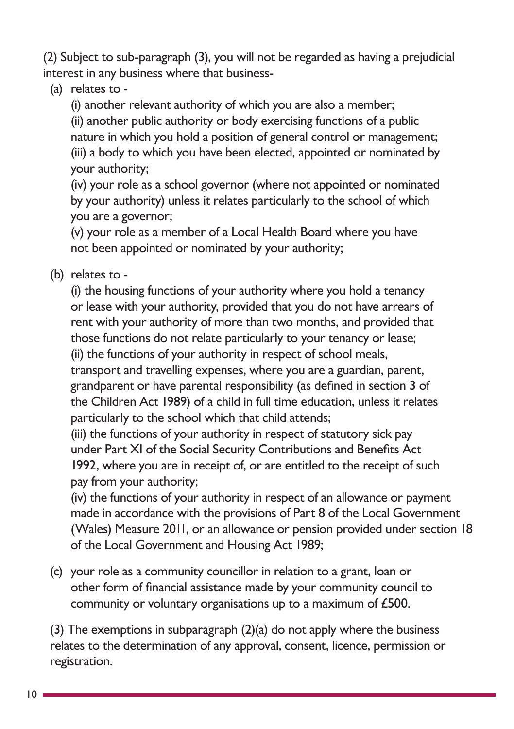(2) Subject to sub-paragraph (3), you will not be regarded as having a prejudicial interest in any business where that business-

(a) relates to -

(i) another relevant authority of which you are also a member;

(ii) another public authority or body exercising functions of a public nature in which you hold a position of general control or management;

(iii) a body to which you have been elected, appointed or nominated by your authority;

(iv) your role as a school governor (where not appointed or nominated by your authority) unless it relates particularly to the school of which you are a governor;

(v) your role as a member of a Local Health Board where you have not been appointed or nominated by your authority;

(b) relates to -

(i) the housing functions of your authority where you hold a tenancy or lease with your authority, provided that you do not have arrears of rent with your authority of more than two months, and provided that those functions do not relate particularly to your tenancy or lease;

(ii) the functions of your authority in respect of school meals, transport and travelling expenses, where you are a guardian, parent, grandparent or have parental responsibility (as defined in section 3 of the Children Act 1989) of a child in full time education, unless it relates particularly to the school which that child attends;

(iii) the functions of your authority in respect of statutory sick pay under Part XI of the Social Security Contributions and Benefits Act 1992, where you are in receipt of, or are entitled to the receipt of such pay from your authority;

(iv) the functions of your authority in respect of an allowance or payment made in accordance with the provisions of Part 8 of the Local Government (Wales) Measure 2011, or an allowance or pension provided under section 18 of the Local Government and Housing Act 1989;

(c) your role as a community councillor in relation to a grant, loan or other form of financial assistance made by your community council to community or voluntary organisations up to a maximum of £500.

(3) The exemptions in subparagraph (2)(a) do not apply where the business relates to the determination of any approval, consent, licence, permission or registration.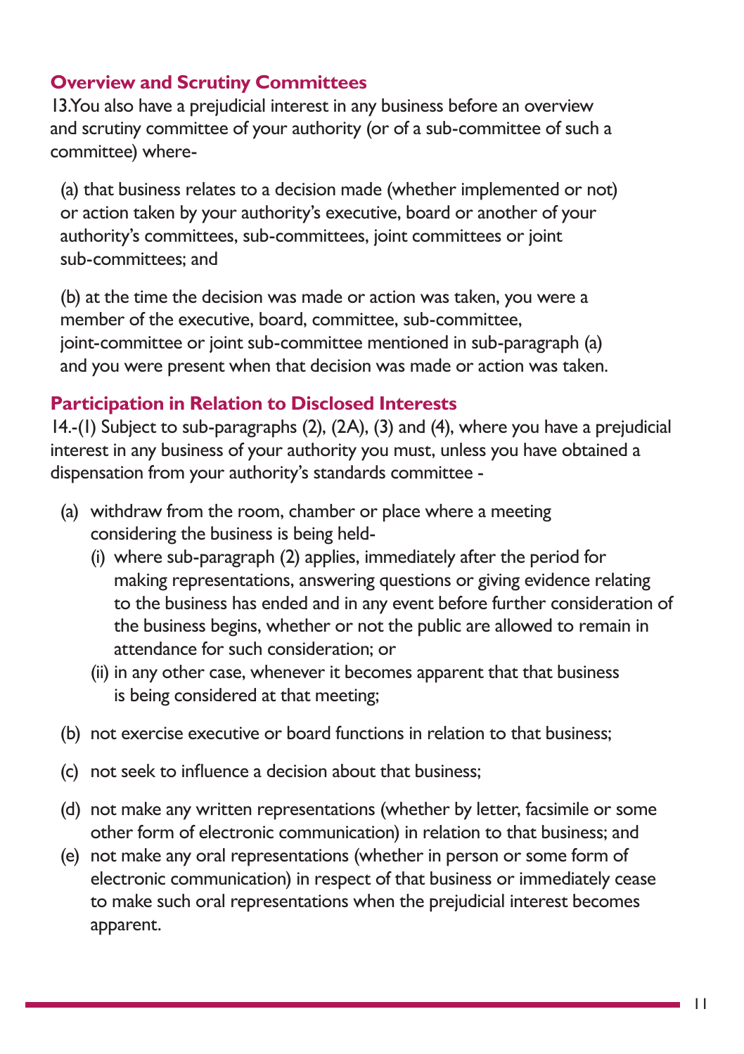## Overview and Scrutiny Committees

13.You also have a prejudicial interest in any business before an overview and scrutiny committee of your authority (or of a sub-committee of such a committee) where-

(a) that business relates to a decision made (whether implemented or not) or action taken by your authority's executive, board or another of your authority's committees, sub-committees, joint committees or joint sub-committees; and

(b) at the time the decision was made or action was taken, you were a member of the executive, board, committee, sub-committee, joint-committee or joint sub-committee mentioned in sub-paragraph (a) and you were present when that decision was made or action was taken.

## Participation in Relation to Disclosed Interests

14.-(1) Subject to sub-paragraphs (2), (2A), (3) and (4), where you have a prejudicial interest in any business of your authority you must, unless you have obtained a dispensation from your authority's standards committee -

- (a) withdraw from the room, chamber or place where a meeting considering the business is being held-
  - (i) where sub-paragraph (2) applies, immediately after the period for making representations, answering questions or giving evidence relating to the business has ended and in any event before further consideration of the business begins, whether or not the public are allowed to remain in attendance for such consideration; or
  - (ii) in any other case, whenever it becomes apparent that that business is being considered at that meeting;
- (b) not exercise executive or board functions in relation to that business;
- (c) not seek to influence a decision about that business;
- (d) not make any written representations (whether by letter, facsimile or some other form of electronic communication) in relation to that business; and
- (e) not make any oral representations (whether in person or some form of electronic communication) in respect of that business or immediately cease to make such oral representations when the prejudicial interest becomes apparent.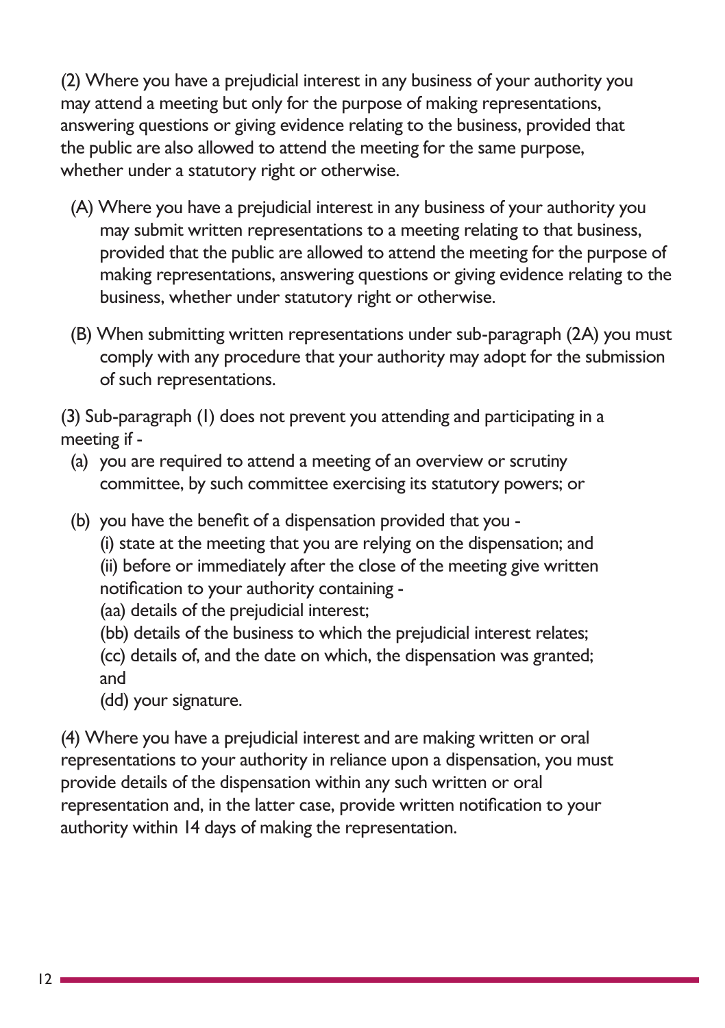(2) Where you have a prejudicial interest in any business of your authority you may attend a meeting but only for the purpose of making representations, answering questions or giving evidence relating to the business, provided that the public are also allowed to attend the meeting for the same purpose, whether under a statutory right or otherwise.

(A) Where you have a prejudicial interest in any business of your authority you may submit written representations to a meeting relating to that business, provided that the public are allowed to attend the meeting for the purpose of making representations, answering questions or giving evidence relating to the business, whether under statutory right or otherwise.

(B) When submitting written representations under sub-paragraph (2A) you must comply with any procedure that your authority may adopt for the submission of such representations.

(3) Sub-paragraph (1) does not prevent you attending and participating in a meeting if -

(a) you are required to attend a meeting of an overview or scrutiny committee, by such committee exercising its statutory powers; or

(b) you have the benefit of a dispensation provided that you -
(i) state at the meeting that you are relying on the dispensation; and
(ii) before or immediately after the close of the meeting give written notification to your authority containing -
(aa) details of the prejudicial interest;
(bb) details of the business to which the prejudicial interest relates;
(cc) details of, and the date on which, the dispensation was granted; and
(dd) your signature.

(4) Where you have a prejudicial interest and are making written or oral representations to your authority in reliance upon a dispensation, you must provide details of the dispensation within any such written or oral representation and, in the latter case, provide written notification to your authority within 14 days of making the representation.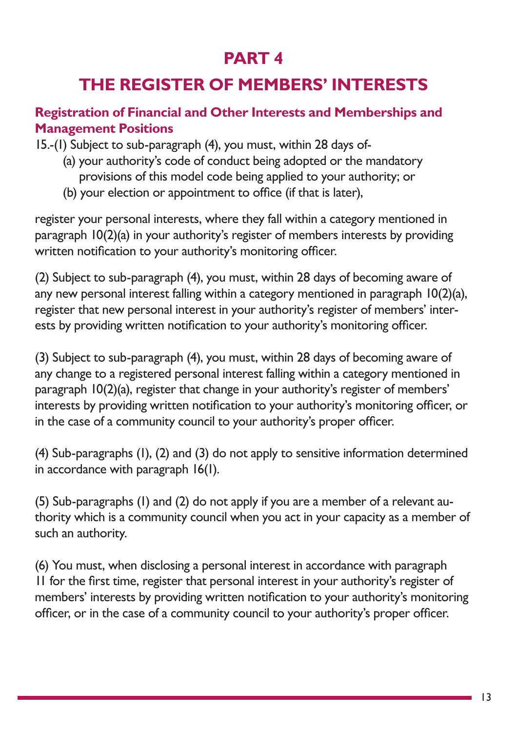# PART 4

# THE REGISTER OF MEMBERS' INTERESTS

### Registration of Financial and Other Interests and Memberships and Management Positions

15.-(1) Subject to sub-paragraph (4), you must, within 28 days of-

(a) your authority's code of conduct being adopted or the mandatory provisions of this model code being applied to your authority; or

(b) your election or appointment to office (if that is later),

register your personal interests, where they fall within a category mentioned in paragraph 10(2)(a) in your authority's register of members interests by providing written notification to your authority's monitoring officer.

(2) Subject to sub-paragraph (4), you must, within 28 days of becoming aware of any new personal interest falling within a category mentioned in paragraph 10(2)(a), register that new personal interest in your authority's register of members' interests by providing written notification to your authority's monitoring officer.

(3) Subject to sub-paragraph (4), you must, within 28 days of becoming aware of any change to a registered personal interest falling within a category mentioned in paragraph 10(2)(a), register that change in your authority's register of members' interests by providing written notification to your authority's monitoring officer, or in the case of a community council to your authority's proper officer.

(4) Sub-paragraphs (1), (2) and (3) do not apply to sensitive information determined in accordance with paragraph 16(1).

(5) Sub-paragraphs (1) and (2) do not apply if you are a member of a relevant authority which is a community council when you act in your capacity as a member of such an authority.

(6) You must, when disclosing a personal interest in accordance with paragraph 11 for the first time, register that personal interest in your authority's register of members' interests by providing written notification to your authority's monitoring officer, or in the case of a community council to your authority's proper officer.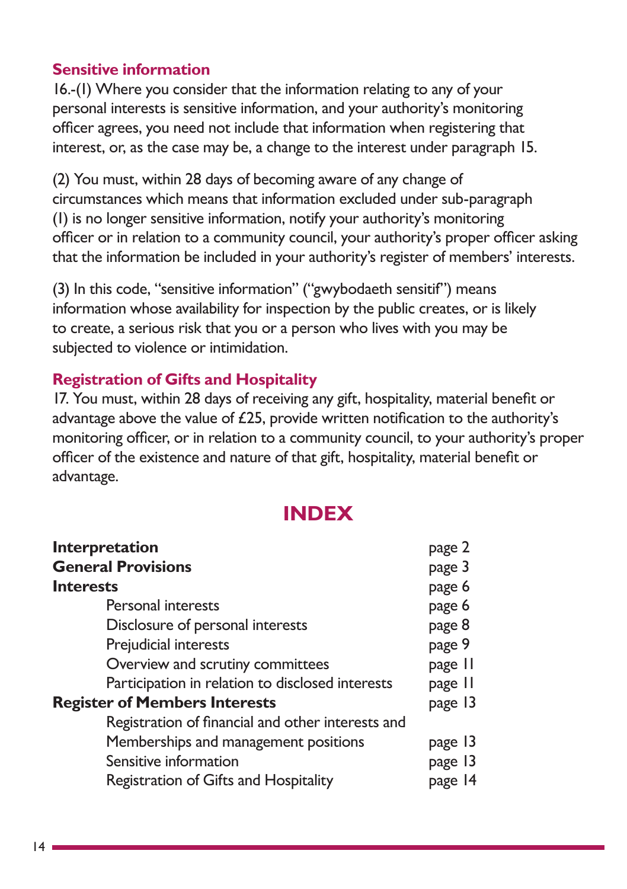### Sensitive information

16.-(1) Where you consider that the information relating to any of your personal interests is sensitive information, and your authority's monitoring officer agrees, you need not include that information when registering that interest, or, as the case may be, a change to the interest under paragraph 15.

(2) You must, within 28 days of becoming aware of any change of circumstances which means that information excluded under sub-paragraph (1) is no longer sensitive information, notify your authority's monitoring officer or in relation to a community council, your authority's proper officer asking that the information be included in your authority's register of members' interests.

(3) In this code, "sensitive information" ("gwybodaeth sensitif") means information whose availability for inspection by the public creates, or is likely to create, a serious risk that you or a person who lives with you may be subjected to violence or intimidation.

### Registration of Gifts and Hospitality

17. You must, within 28 days of receiving any gift, hospitality, material benefit or advantage above the value of £25, provide written notification to the authority's monitoring officer, or in relation to a community council, to your authority's proper officer of the existence and nature of that gift, hospitality, material benefit or advantage.

## INDEX

| | |
|---|---|
| **Interpretation** | page 2 |
| **General Provisions** | page 3 |
| **Interests** | page 6 |
| Personal interests | page 6 |
| Disclosure of personal interests | page 8 |
| Prejudicial interests | page 9 |
| Overview and scrutiny committees | page 11 |
| Participation in relation to disclosed interests | page 11 |
| **Register of Members Interests** | page 13 |
| Registration of financial and other interests and Memberships and management positions | page 13 |
| Sensitive information | page 13 |
| Registration of Gifts and Hospitality | page 14 |